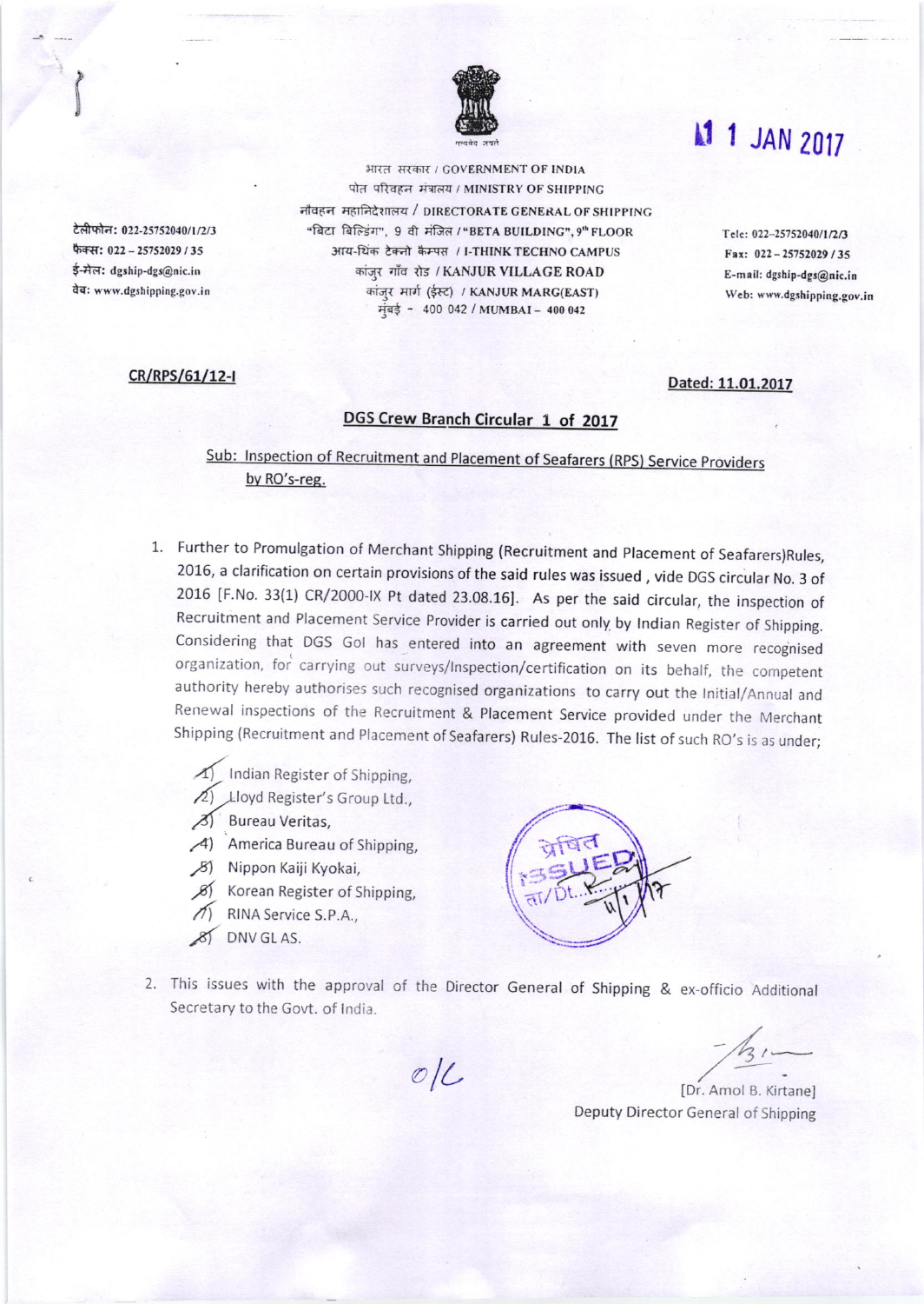11 JAN 2017

भारत सरकार / GOVERNMENT OF INDIA
पोत परिवहन मंत्रालय / MINISTRY OF SHIPPING
नौवहन महानिदेशालय / DIRECTORATE GENERAL OF SHIPPING
"बिटा बिल्डिंग", 9 वी मंजिल / "BETA BUILDING", 9th FLOOR
आय-थिंक टेक्नो कैम्पस / I-THINK TECHNO CAMPUS
कांजुर गाँव रोड / KANJUR VILLAGE ROAD
कांजुर मार्ग (ईस्ट) / KANJUR MARG(EAST)
मुंबई - 400 042 / MUMBAI - 400 042

टेलीफोन: 022-25752040/1/2/3
फैक्स: 022 – 25752029 / 35
ई-मेल: dgship-dgs@nic.in
वेब: www.dgshipping.gov.in

Tele: 022-25752040/1/2/3
Fax: 022 – 25752029 / 35
E-mail: dgship-dgs@nic.in
Web: www.dgshipping.gov.in

CR/RPS/61/12-I

Dated: 11.01.2017

## DGS Crew Branch Circular 1 of 2017

Sub: Inspection of Recruitment and Placement of Seafarers (RPS) Service Providers by RO's-reg.

1. Further to Promulgation of Merchant Shipping (Recruitment and Placement of Seafarers)Rules, 2016, a clarification on certain provisions of the said rules was issued , vide DGS circular No. 3 of 2016 [F.No. 33(1) CR/2000-IX Pt dated 23.08.16]. As per the said circular, the inspection of Recruitment and Placement Service Provider is carried out only by Indian Register of Shipping. Considering that DGS GoI has entered into an agreement with seven more recognised organization, for carrying out surveys/Inspection/certification on its behalf, the competent authority hereby authorises such recognised organizations to carry out the Initial/Annual and Renewal inspections of the Recruitment & Placement Service provided under the Merchant Shipping (Recruitment and Placement of Seafarers) Rules-2016. The list of such RO's is as under;

   1) Indian Register of Shipping,
   2) Lloyd Register's Group Ltd.,
   3) Bureau Veritas,
   4) America Bureau of Shipping,
   5) Nippon Kaiji Kyokai,
   6) Korean Register of Shipping,
   7) RINA Service S.P.A.,
   8) DNV GL AS.

प्रेषित
ISSUED
ता/Dt. 11/1/17

2. This issues with the approval of the Director General of Shipping & ex-officio Additional Secretary to the Govt. of India.

o/c

[Dr. Amol B. Kirtane]
Deputy Director General of Shipping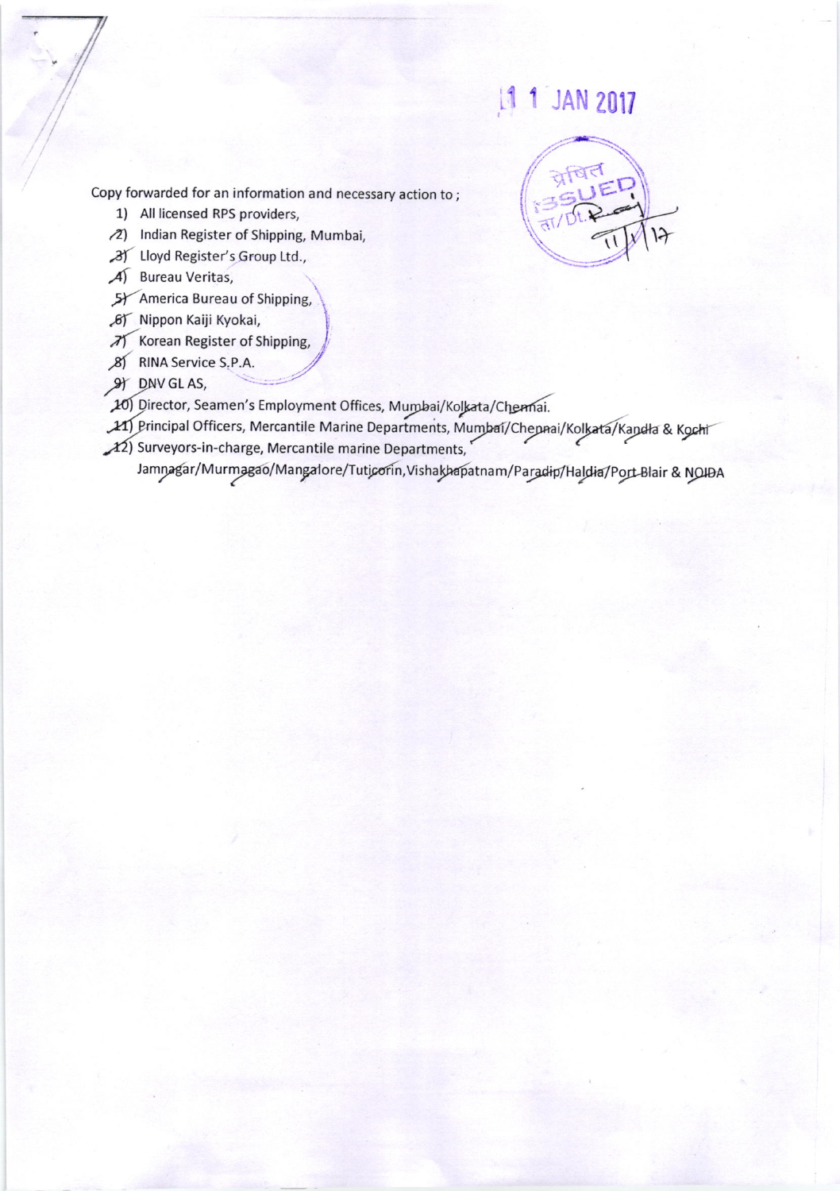11 JAN 2017

प्रेषित
ISSUED
ता/Dt. 11/1/17

Copy forwarded for an information and necessary action to ;

1) All licensed RPS providers,
2) Indian Register of Shipping, Mumbai,
3) Lloyd Register's Group Ltd.,
4) Bureau Veritas,
5) America Bureau of Shipping,
6) Nippon Kaiji Kyokai,
7) Korean Register of Shipping,
8) RINA Service S.P.A.
9) DNV GL AS,
10) Director, Seamen's Employment Offices, Mumbai/Kolkata/Chennai.
11) Principal Officers, Mercantile Marine Departments, Mumbai/Chennai/Kolkata/Kandla & Kochi
12) Surveyors-in-charge, Mercantile marine Departments, Jamnagar/Murmagao/Mangalore/Tuticorin,Vishakhapatnam/Paradip/Haldia/Port Blair & NOIDA